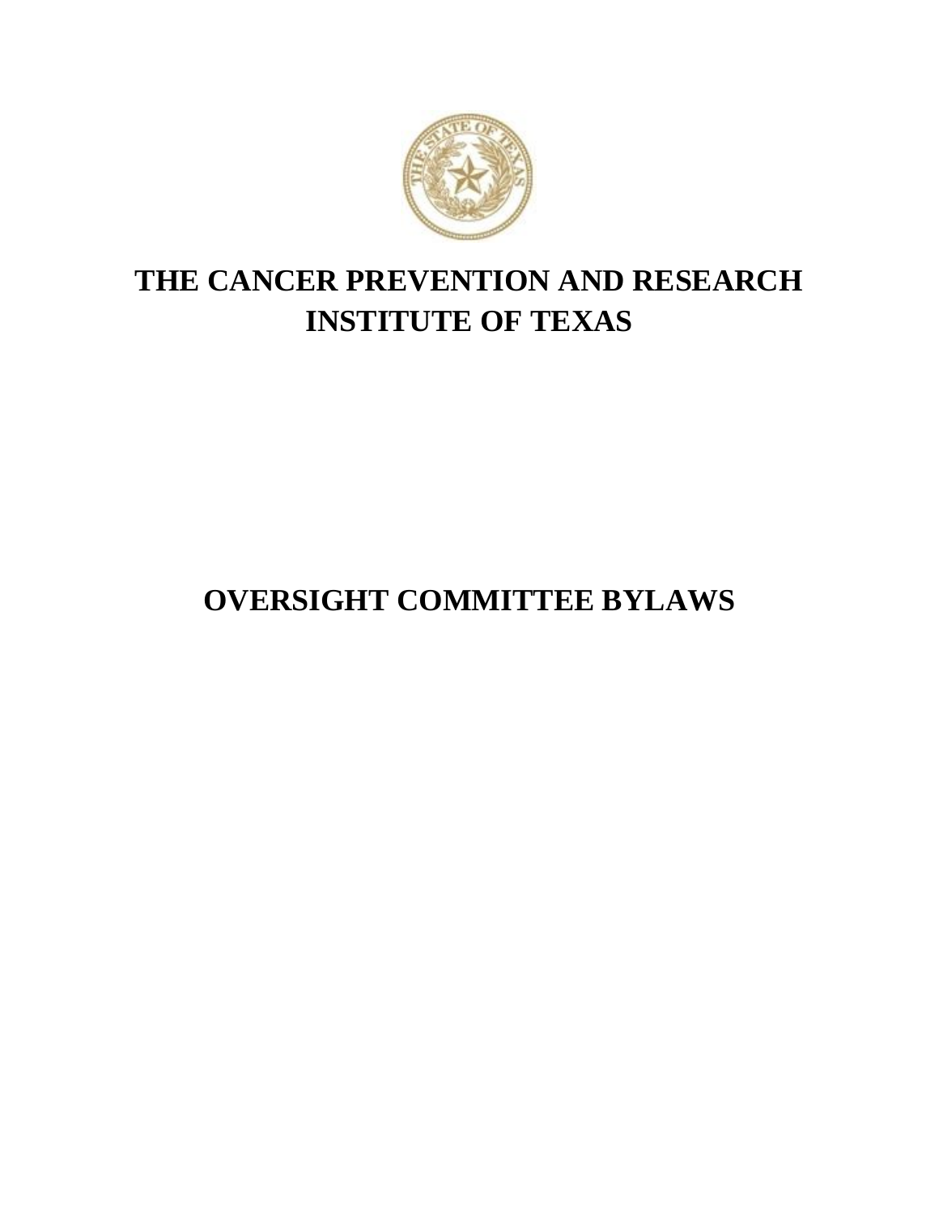# THE CANCER PREVENTION AND RESEARCH INSTITUTE OF TEXAS

# OVERSIGHT COMMITTEE BYLAWS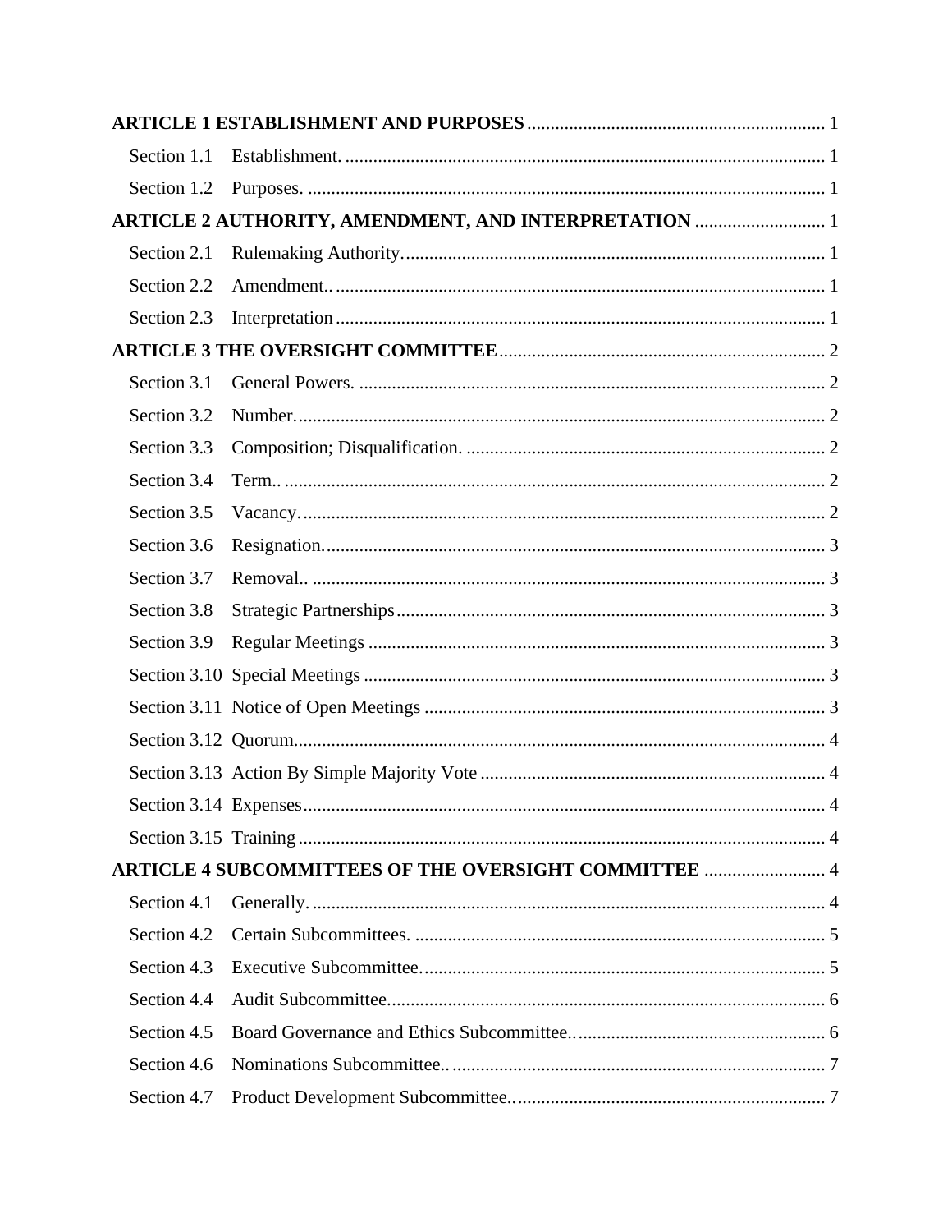**ARTICLE 1 ESTABLISHMENT AND PURPOSES** ............................................................... 1

Section 1.1 Establishment. ...................................................................................................... 1

Section 1.2 Purposes. .............................................................................................................. 1

**ARTICLE 2 AUTHORITY, AMENDMENT, AND INTERPRETATION** ............................ 1

Section 2.1 Rulemaking Authority. .......................................................................................... 1

Section 2.2 Amendment.. ........................................................................................................ 1

Section 2.3 Interpretation ........................................................................................................ 1

**ARTICLE 3 THE OVERSIGHT COMMITTEE** ..................................................................... 2

Section 3.1 General Powers. ................................................................................................... 2

Section 3.2 Number. ................................................................................................................ 2

Section 3.3 Composition; Disqualification. ............................................................................ 2

Section 3.4 Term.. ................................................................................................................... 2

Section 3.5 Vacancy. ............................................................................................................... 2

Section 3.6 Resignation. .......................................................................................................... 3

Section 3.7 Removal.. ............................................................................................................. 3

Section 3.8 Strategic Partnerships ........................................................................................... 3

Section 3.9 Regular Meetings ................................................................................................. 3

Section 3.10 Special Meetings .................................................................................................. 3

Section 3.11 Notice of Open Meetings ..................................................................................... 3

Section 3.12 Quorum ................................................................................................................ 4

Section 3.13 Action By Simple Majority Vote ......................................................................... 4

Section 3.14 Expenses .............................................................................................................. 4

Section 3.15 Training ............................................................................................................... 4

**ARTICLE 4 SUBCOMMITTEES OF THE OVERSIGHT COMMITTEE** .......................... 4

Section 4.1 Generally. ............................................................................................................. 4

Section 4.2 Certain Subcommittees. ....................................................................................... 5

Section 4.3 Executive Subcommittee. ..................................................................................... 5

Section 4.4 Audit Subcommittee. ............................................................................................ 6

Section 4.5 Board Governance and Ethics Subcommittee.. ..................................................... 6

Section 4.6 Nominations Subcommittee.. ............................................................................... 7

Section 4.7 Product Development Subcommittee.. .................................................................. 7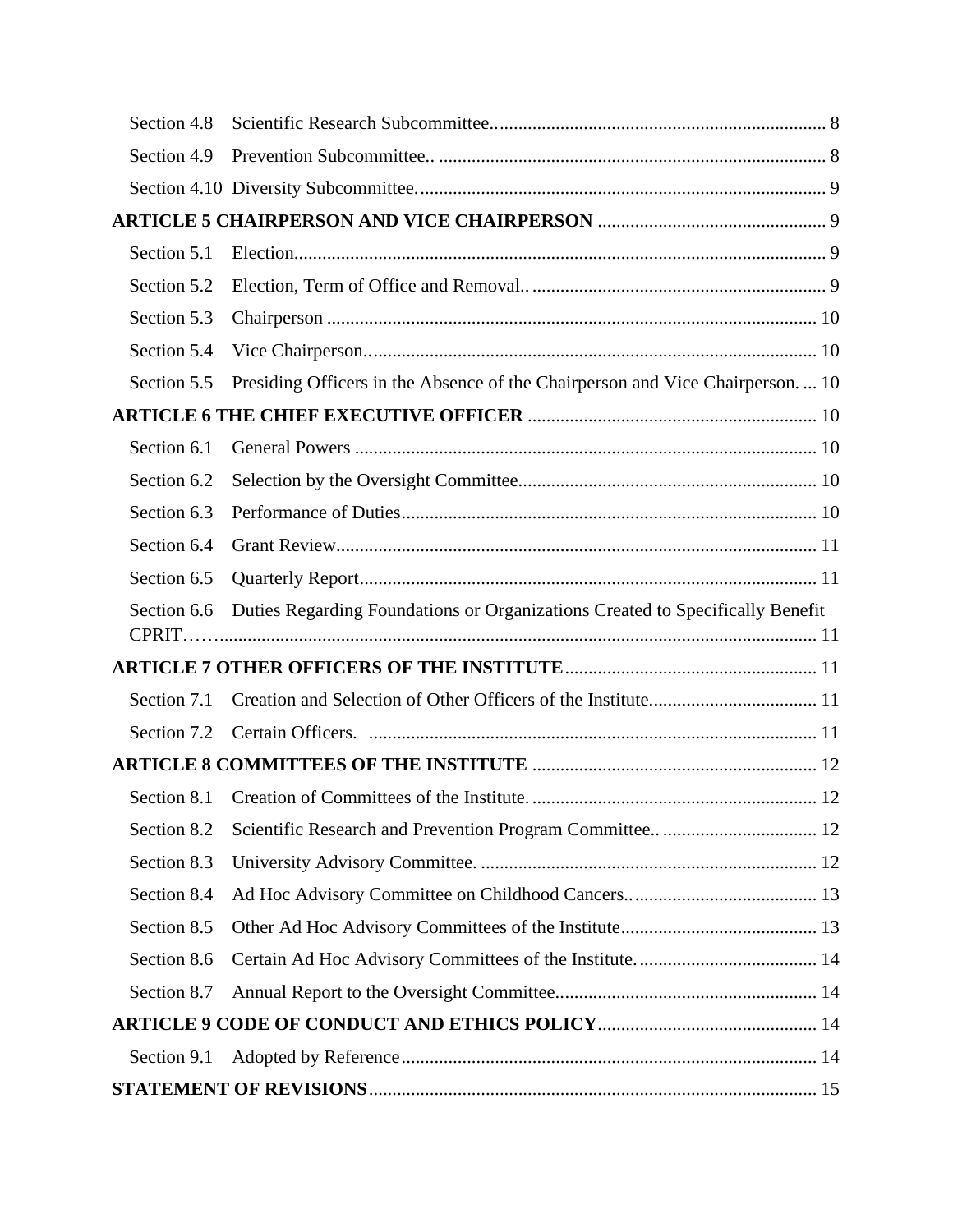Section 4.8 Scientific Research Subcommittee....................................................................... 8

Section 4.9 Prevention Subcommittee.. ................................................................................... 8

Section 4.10 Diversity Subcommittee........................................................................................ 9

**ARTICLE 5 CHAIRPERSON AND VICE CHAIRPERSON** ................................................. 9

Section 5.1 Election.................................................................................................................. 9

Section 5.2 Election, Term of Office and Removal.. ............................................................... 9

Section 5.3 Chairperson ......................................................................................................... 10

Section 5.4 Vice Chairperson................................................................................................ 10

Section 5.5 Presiding Officers in the Absence of the Chairperson and Vice Chairperson. ... 10

**ARTICLE 6 THE CHIEF EXECUTIVE OFFICER** ............................................................. 10

Section 6.1 General Powers ................................................................................................... 10

Section 6.2 Selection by the Oversight Committee................................................................ 10

Section 6.3 Performance of Duties......................................................................................... 10

Section 6.4 Grant Review....................................................................................................... 11

Section 6.5 Quarterly Report.................................................................................................. 11

Section 6.6 Duties Regarding Foundations or Organizations Created to Specifically Benefit CPRIT……................................................................................................................................. 11

**ARTICLE 7 OTHER OFFICERS OF THE INSTITUTE**...................................................... 11

Section 7.1 Creation and Selection of Other Officers of the Institute.................................... 11

Section 7.2 Certain Officers. ................................................................................................ 11

**ARTICLE 8 COMMITTEES OF THE INSTITUTE** ............................................................. 12

Section 8.1 Creation of Committees of the Institute. ............................................................. 12

Section 8.2 Scientific Research and Prevention Program Committee.. ................................. 12

Section 8.3 University Advisory Committee. ........................................................................ 12

Section 8.4 Ad Hoc Advisory Committee on Childhood Cancers......................................... 13

Section 8.5 Other Ad Hoc Advisory Committees of the Institute.......................................... 13

Section 8.6 Certain Ad Hoc Advisory Committees of the Institute. ...................................... 14

Section 8.7 Annual Report to the Oversight Committee........................................................ 14

**ARTICLE 9 CODE OF CONDUCT AND ETHICS POLICY**............................................... 14

Section 9.1 Adopted by Reference......................................................................................... 14

**STATEMENT OF REVISIONS**................................................................................................ 15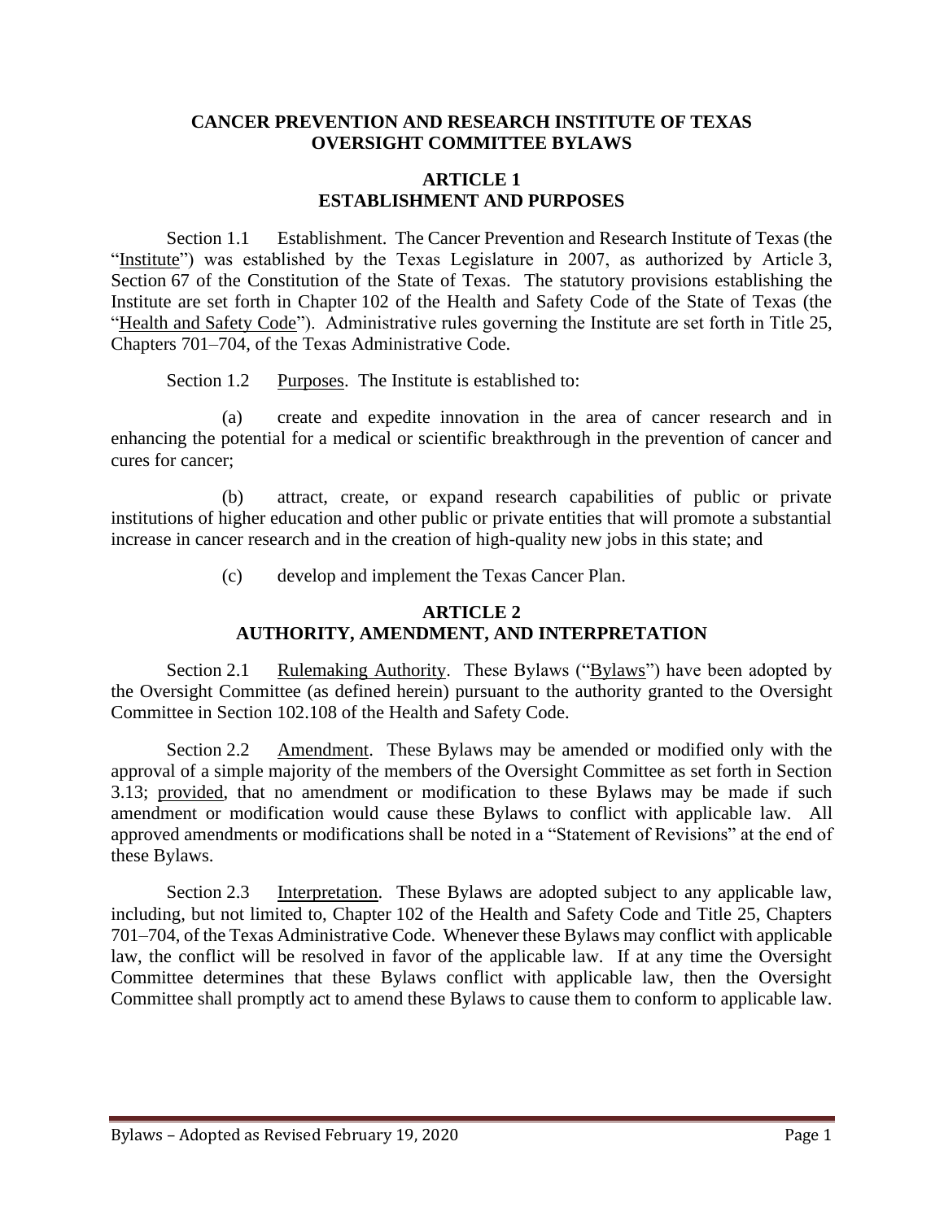## CANCER PREVENTION AND RESEARCH INSTITUTE OF TEXAS OVERSIGHT COMMITTEE BYLAWS

### ARTICLE 1 ESTABLISHMENT AND PURPOSES

Section 1.1 Establishment. The Cancer Prevention and Research Institute of Texas (the "Institute") was established by the Texas Legislature in 2007, as authorized by Article 3, Section 67 of the Constitution of the State of Texas. The statutory provisions establishing the Institute are set forth in Chapter 102 of the Health and Safety Code of the State of Texas (the "Health and Safety Code"). Administrative rules governing the Institute are set forth in Title 25, Chapters 701–704, of the Texas Administrative Code.

Section 1.2 Purposes. The Institute is established to:

(a) create and expedite innovation in the area of cancer research and in enhancing the potential for a medical or scientific breakthrough in the prevention of cancer and cures for cancer;

(b) attract, create, or expand research capabilities of public or private institutions of higher education and other public or private entities that will promote a substantial increase in cancer research and in the creation of high-quality new jobs in this state; and

(c) develop and implement the Texas Cancer Plan.

### ARTICLE 2 AUTHORITY, AMENDMENT, AND INTERPRETATION

Section 2.1 Rulemaking Authority. These Bylaws ("Bylaws") have been adopted by the Oversight Committee (as defined herein) pursuant to the authority granted to the Oversight Committee in Section 102.108 of the Health and Safety Code.

Section 2.2 Amendment. These Bylaws may be amended or modified only with the approval of a simple majority of the members of the Oversight Committee as set forth in Section 3.13; provided, that no amendment or modification to these Bylaws may be made if such amendment or modification would cause these Bylaws to conflict with applicable law. All approved amendments or modifications shall be noted in a "Statement of Revisions" at the end of these Bylaws.

Section 2.3 Interpretation. These Bylaws are adopted subject to any applicable law, including, but not limited to, Chapter 102 of the Health and Safety Code and Title 25, Chapters 701–704, of the Texas Administrative Code. Whenever these Bylaws may conflict with applicable law, the conflict will be resolved in favor of the applicable law. If at any time the Oversight Committee determines that these Bylaws conflict with applicable law, then the Oversight Committee shall promptly act to amend these Bylaws to cause them to conform to applicable law.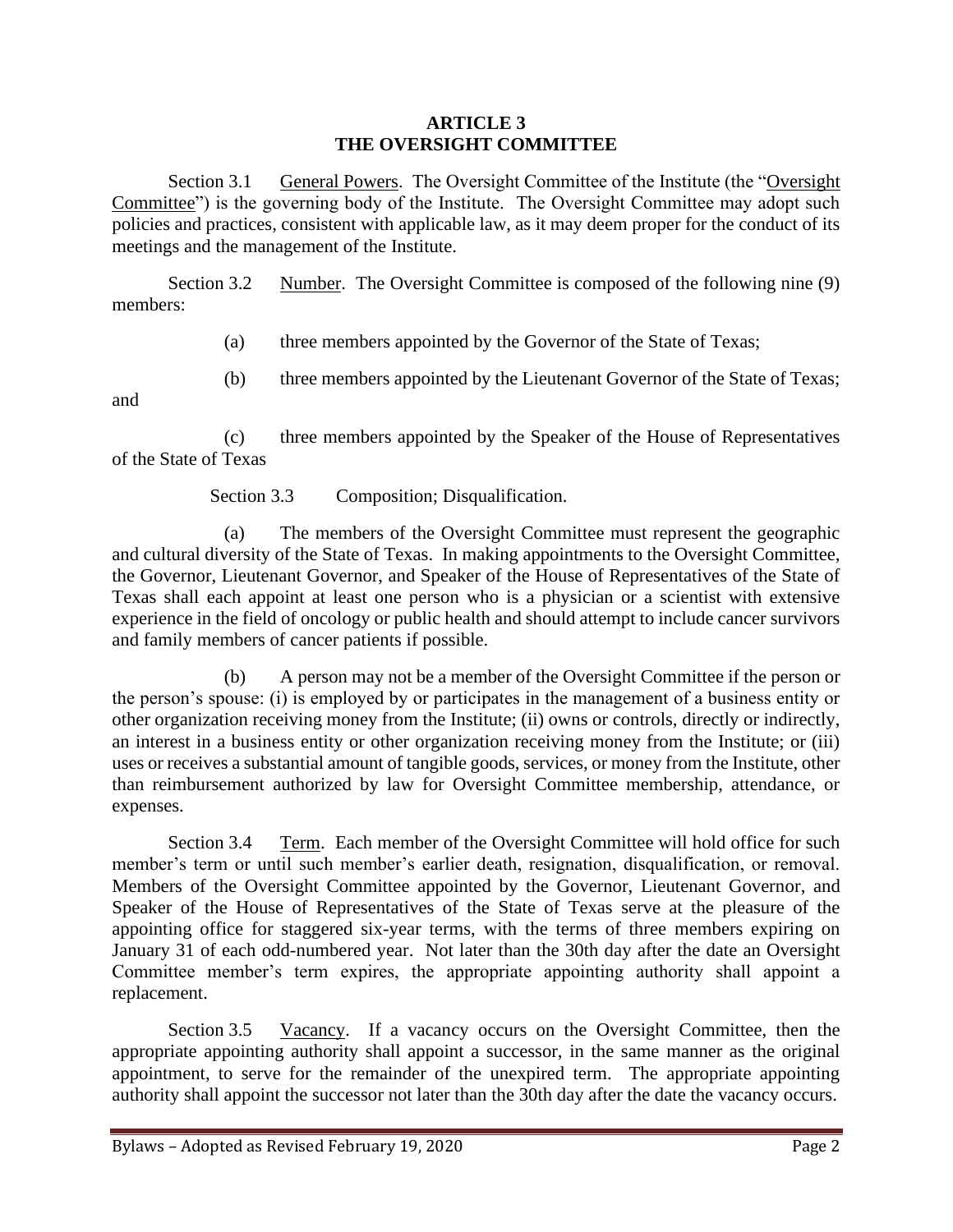## ARTICLE 3
## THE OVERSIGHT COMMITTEE

Section 3.1 General Powers. The Oversight Committee of the Institute (the "Oversight Committee") is the governing body of the Institute. The Oversight Committee may adopt such policies and practices, consistent with applicable law, as it may deem proper for the conduct of its meetings and the management of the Institute.

Section 3.2 Number. The Oversight Committee is composed of the following nine (9) members:

(a) three members appointed by the Governor of the State of Texas;

(b) three members appointed by the Lieutenant Governor of the State of Texas; and

(c) three members appointed by the Speaker of the House of Representatives of the State of Texas

Section 3.3 Composition; Disqualification.

(a) The members of the Oversight Committee must represent the geographic and cultural diversity of the State of Texas. In making appointments to the Oversight Committee, the Governor, Lieutenant Governor, and Speaker of the House of Representatives of the State of Texas shall each appoint at least one person who is a physician or a scientist with extensive experience in the field of oncology or public health and should attempt to include cancer survivors and family members of cancer patients if possible.

(b) A person may not be a member of the Oversight Committee if the person or the person's spouse: (i) is employed by or participates in the management of a business entity or other organization receiving money from the Institute; (ii) owns or controls, directly or indirectly, an interest in a business entity or other organization receiving money from the Institute; or (iii) uses or receives a substantial amount of tangible goods, services, or money from the Institute, other than reimbursement authorized by law for Oversight Committee membership, attendance, or expenses.

Section 3.4 Term. Each member of the Oversight Committee will hold office for such member's term or until such member's earlier death, resignation, disqualification, or removal. Members of the Oversight Committee appointed by the Governor, Lieutenant Governor, and Speaker of the House of Representatives of the State of Texas serve at the pleasure of the appointing office for staggered six-year terms, with the terms of three members expiring on January 31 of each odd-numbered year. Not later than the 30th day after the date an Oversight Committee member's term expires, the appropriate appointing authority shall appoint a replacement.

Section 3.5 Vacancy. If a vacancy occurs on the Oversight Committee, then the appropriate appointing authority shall appoint a successor, in the same manner as the original appointment, to serve for the remainder of the unexpired term. The appropriate appointing authority shall appoint the successor not later than the 30th day after the date the vacancy occurs.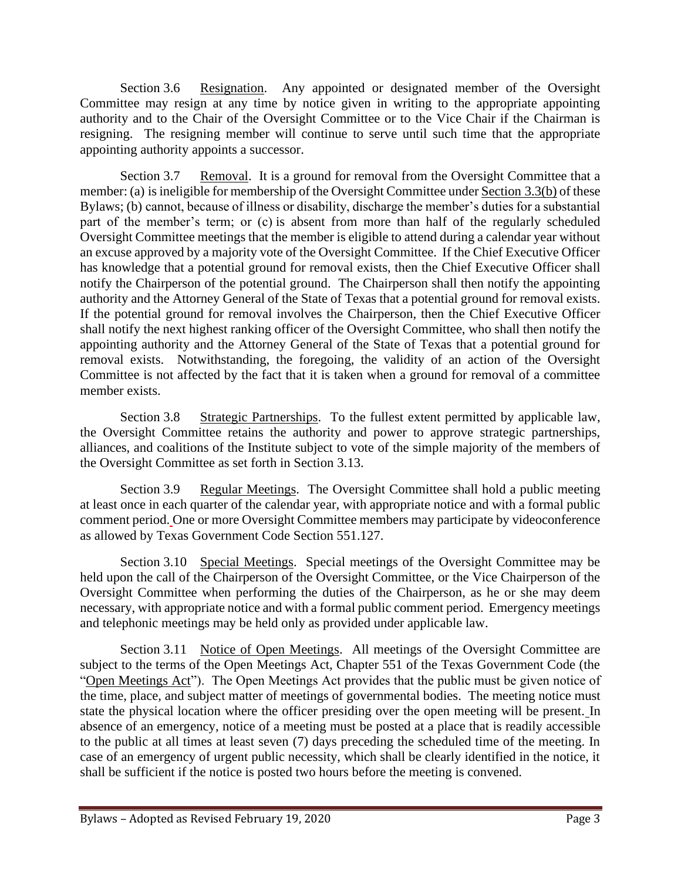Section 3.6 Resignation. Any appointed or designated member of the Oversight Committee may resign at any time by notice given in writing to the appropriate appointing authority and to the Chair of the Oversight Committee or to the Vice Chair if the Chairman is resigning. The resigning member will continue to serve until such time that the appropriate appointing authority appoints a successor.

Section 3.7 Removal. It is a ground for removal from the Oversight Committee that a member: (a) is ineligible for membership of the Oversight Committee under Section 3.3(b) of these Bylaws; (b) cannot, because of illness or disability, discharge the member's duties for a substantial part of the member's term; or (c) is absent from more than half of the regularly scheduled Oversight Committee meetings that the member is eligible to attend during a calendar year without an excuse approved by a majority vote of the Oversight Committee. If the Chief Executive Officer has knowledge that a potential ground for removal exists, then the Chief Executive Officer shall notify the Chairperson of the potential ground. The Chairperson shall then notify the appointing authority and the Attorney General of the State of Texas that a potential ground for removal exists. If the potential ground for removal involves the Chairperson, then the Chief Executive Officer shall notify the next highest ranking officer of the Oversight Committee, who shall then notify the appointing authority and the Attorney General of the State of Texas that a potential ground for removal exists. Notwithstanding, the foregoing, the validity of an action of the Oversight Committee is not affected by the fact that it is taken when a ground for removal of a committee member exists.

Section 3.8 Strategic Partnerships. To the fullest extent permitted by applicable law, the Oversight Committee retains the authority and power to approve strategic partnerships, alliances, and coalitions of the Institute subject to vote of the simple majority of the members of the Oversight Committee as set forth in Section 3.13.

Section 3.9 Regular Meetings. The Oversight Committee shall hold a public meeting at least once in each quarter of the calendar year, with appropriate notice and with a formal public comment period. One or more Oversight Committee members may participate by videoconference as allowed by Texas Government Code Section 551.127.

Section 3.10 Special Meetings. Special meetings of the Oversight Committee may be held upon the call of the Chairperson of the Oversight Committee, or the Vice Chairperson of the Oversight Committee when performing the duties of the Chairperson, as he or she may deem necessary, with appropriate notice and with a formal public comment period. Emergency meetings and telephonic meetings may be held only as provided under applicable law.

Section 3.11 Notice of Open Meetings. All meetings of the Oversight Committee are subject to the terms of the Open Meetings Act, Chapter 551 of the Texas Government Code (the "Open Meetings Act"). The Open Meetings Act provides that the public must be given notice of the time, place, and subject matter of meetings of governmental bodies. The meeting notice must state the physical location where the officer presiding over the open meeting will be present. In absence of an emergency, notice of a meeting must be posted at a place that is readily accessible to the public at all times at least seven (7) days preceding the scheduled time of the meeting. In case of an emergency of urgent public necessity, which shall be clearly identified in the notice, it shall be sufficient if the notice is posted two hours before the meeting is convened.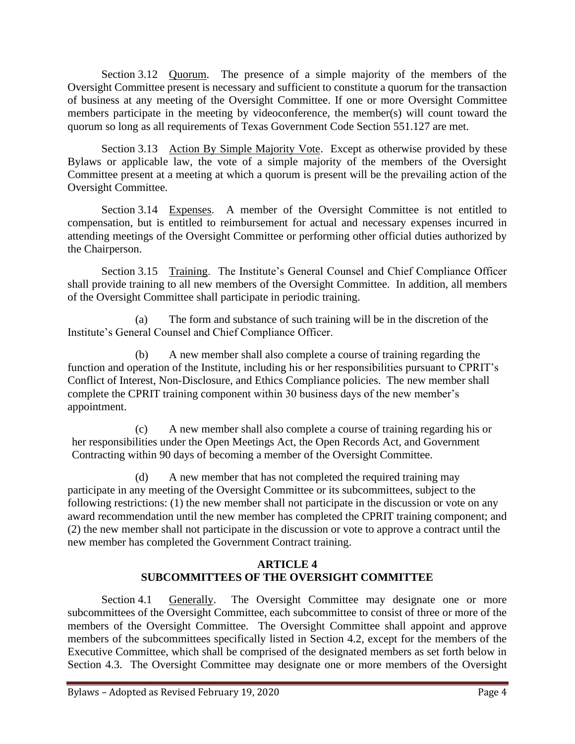Section 3.12 Quorum. The presence of a simple majority of the members of the Oversight Committee present is necessary and sufficient to constitute a quorum for the transaction of business at any meeting of the Oversight Committee. If one or more Oversight Committee members participate in the meeting by videoconference, the member(s) will count toward the quorum so long as all requirements of Texas Government Code Section 551.127 are met.

Section 3.13 Action By Simple Majority Vote. Except as otherwise provided by these Bylaws or applicable law, the vote of a simple majority of the members of the Oversight Committee present at a meeting at which a quorum is present will be the prevailing action of the Oversight Committee.

Section 3.14 Expenses. A member of the Oversight Committee is not entitled to compensation, but is entitled to reimbursement for actual and necessary expenses incurred in attending meetings of the Oversight Committee or performing other official duties authorized by the Chairperson.

Section 3.15 Training. The Institute's General Counsel and Chief Compliance Officer shall provide training to all new members of the Oversight Committee. In addition, all members of the Oversight Committee shall participate in periodic training.

(a) The form and substance of such training will be in the discretion of the Institute's General Counsel and Chief Compliance Officer.

(b) A new member shall also complete a course of training regarding the function and operation of the Institute, including his or her responsibilities pursuant to CPRIT's Conflict of Interest, Non-Disclosure, and Ethics Compliance policies. The new member shall complete the CPRIT training component within 30 business days of the new member's appointment.

(c) A new member shall also complete a course of training regarding his or her responsibilities under the Open Meetings Act, the Open Records Act, and Government Contracting within 90 days of becoming a member of the Oversight Committee.

(d) A new member that has not completed the required training may participate in any meeting of the Oversight Committee or its subcommittees, subject to the following restrictions: (1) the new member shall not participate in the discussion or vote on any award recommendation until the new member has completed the CPRIT training component; and (2) the new member shall not participate in the discussion or vote to approve a contract until the new member has completed the Government Contract training.

## ARTICLE 4
## SUBCOMMITTEES OF THE OVERSIGHT COMMITTEE

Section 4.1 Generally. The Oversight Committee may designate one or more subcommittees of the Oversight Committee, each subcommittee to consist of three or more of the members of the Oversight Committee. The Oversight Committee shall appoint and approve members of the subcommittees specifically listed in Section 4.2, except for the members of the Executive Committee, which shall be comprised of the designated members as set forth below in Section 4.3. The Oversight Committee may designate one or more members of the Oversight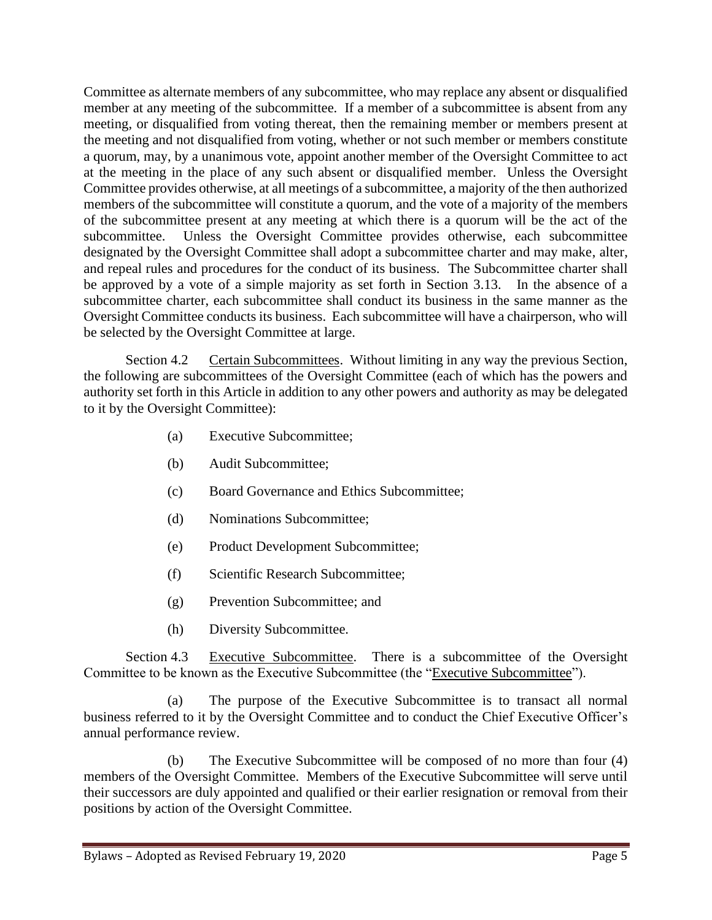Committee as alternate members of any subcommittee, who may replace any absent or disqualified member at any meeting of the subcommittee. If a member of a subcommittee is absent from any meeting, or disqualified from voting thereat, then the remaining member or members present at the meeting and not disqualified from voting, whether or not such member or members constitute a quorum, may, by a unanimous vote, appoint another member of the Oversight Committee to act at the meeting in the place of any such absent or disqualified member. Unless the Oversight Committee provides otherwise, at all meetings of a subcommittee, a majority of the then authorized members of the subcommittee will constitute a quorum, and the vote of a majority of the members of the subcommittee present at any meeting at which there is a quorum will be the act of the subcommittee. Unless the Oversight Committee provides otherwise, each subcommittee designated by the Oversight Committee shall adopt a subcommittee charter and may make, alter, and repeal rules and procedures for the conduct of its business. The Subcommittee charter shall be approved by a vote of a simple majority as set forth in Section 3.13. In the absence of a subcommittee charter, each subcommittee shall conduct its business in the same manner as the Oversight Committee conducts its business. Each subcommittee will have a chairperson, who will be selected by the Oversight Committee at large.

Section 4.2 Certain Subcommittees. Without limiting in any way the previous Section, the following are subcommittees of the Oversight Committee (each of which has the powers and authority set forth in this Article in addition to any other powers and authority as may be delegated to it by the Oversight Committee):

(a) Executive Subcommittee;

(b) Audit Subcommittee;

(c) Board Governance and Ethics Subcommittee;

(d) Nominations Subcommittee;

(e) Product Development Subcommittee;

(f) Scientific Research Subcommittee;

(g) Prevention Subcommittee; and

(h) Diversity Subcommittee.

Section 4.3 Executive Subcommittee. There is a subcommittee of the Oversight Committee to be known as the Executive Subcommittee (the "Executive Subcommittee").

(a) The purpose of the Executive Subcommittee is to transact all normal business referred to it by the Oversight Committee and to conduct the Chief Executive Officer's annual performance review.

(b) The Executive Subcommittee will be composed of no more than four (4) members of the Oversight Committee. Members of the Executive Subcommittee will serve until their successors are duly appointed and qualified or their earlier resignation or removal from their positions by action of the Oversight Committee.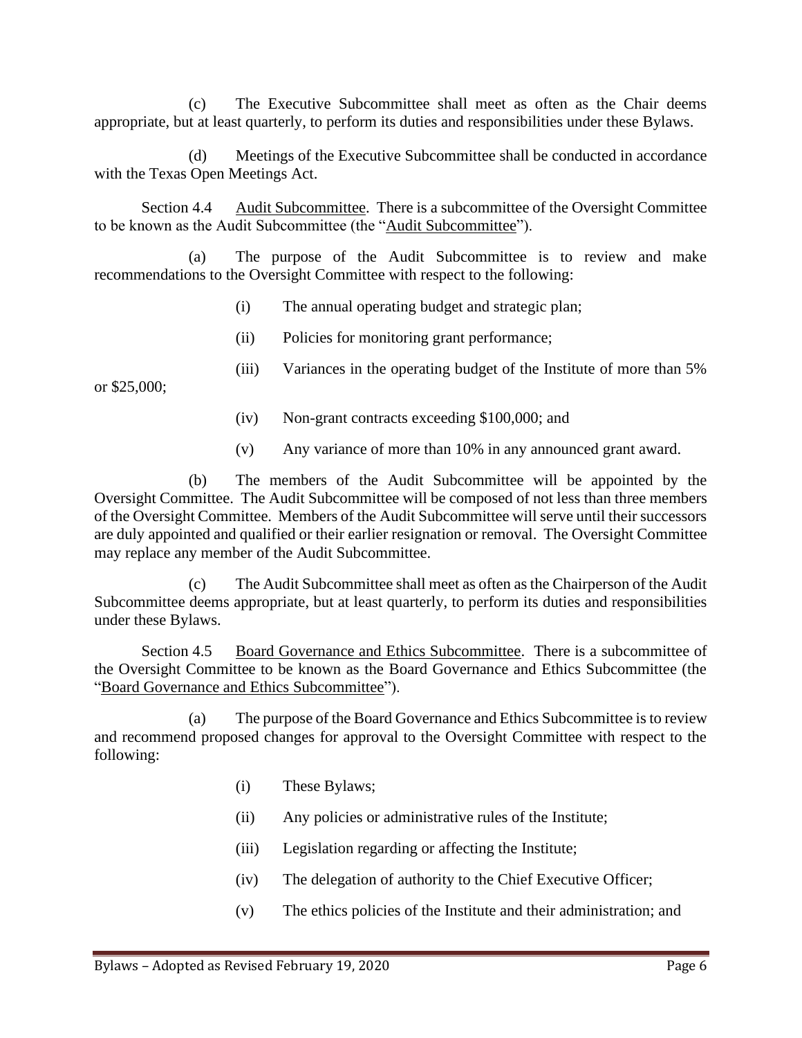(c) The Executive Subcommittee shall meet as often as the Chair deems appropriate, but at least quarterly, to perform its duties and responsibilities under these Bylaws.

(d) Meetings of the Executive Subcommittee shall be conducted in accordance with the Texas Open Meetings Act.

Section 4.4 Audit Subcommittee. There is a subcommittee of the Oversight Committee to be known as the Audit Subcommittee (the "Audit Subcommittee").

(a) The purpose of the Audit Subcommittee is to review and make recommendations to the Oversight Committee with respect to the following:

(i) The annual operating budget and strategic plan;

(ii) Policies for monitoring grant performance;

(iii) Variances in the operating budget of the Institute of more than 5% or $25,000;

(iv) Non-grant contracts exceeding $100,000; and

(v) Any variance of more than 10% in any announced grant award.

(b) The members of the Audit Subcommittee will be appointed by the Oversight Committee. The Audit Subcommittee will be composed of not less than three members of the Oversight Committee. Members of the Audit Subcommittee will serve until their successors are duly appointed and qualified or their earlier resignation or removal. The Oversight Committee may replace any member of the Audit Subcommittee.

(c) The Audit Subcommittee shall meet as often as the Chairperson of the Audit Subcommittee deems appropriate, but at least quarterly, to perform its duties and responsibilities under these Bylaws.

Section 4.5 Board Governance and Ethics Subcommittee. There is a subcommittee of the Oversight Committee to be known as the Board Governance and Ethics Subcommittee (the "Board Governance and Ethics Subcommittee").

(a) The purpose of the Board Governance and Ethics Subcommittee is to review and recommend proposed changes for approval to the Oversight Committee with respect to the following:

(i) These Bylaws;

(ii) Any policies or administrative rules of the Institute;

(iii) Legislation regarding or affecting the Institute;

(iv) The delegation of authority to the Chief Executive Officer;

(v) The ethics policies of the Institute and their administration; and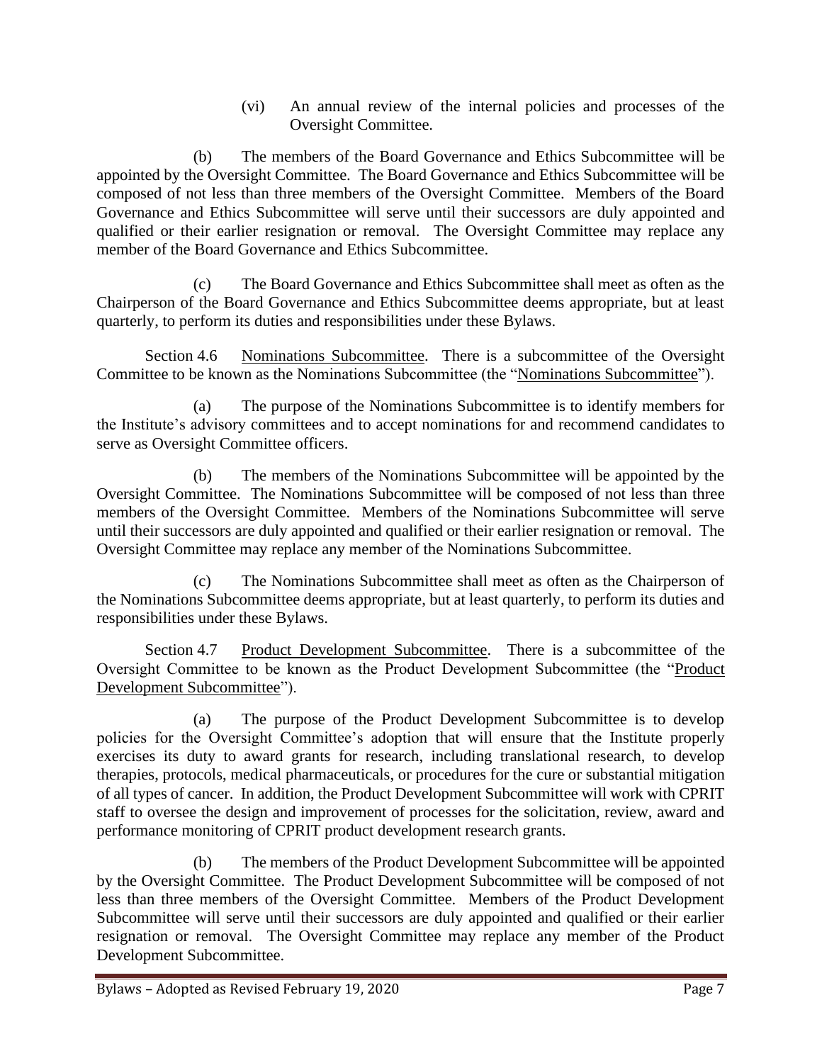(vi) An annual review of the internal policies and processes of the Oversight Committee.

(b) The members of the Board Governance and Ethics Subcommittee will be appointed by the Oversight Committee. The Board Governance and Ethics Subcommittee will be composed of not less than three members of the Oversight Committee. Members of the Board Governance and Ethics Subcommittee will serve until their successors are duly appointed and qualified or their earlier resignation or removal. The Oversight Committee may replace any member of the Board Governance and Ethics Subcommittee.

(c) The Board Governance and Ethics Subcommittee shall meet as often as the Chairperson of the Board Governance and Ethics Subcommittee deems appropriate, but at least quarterly, to perform its duties and responsibilities under these Bylaws.

Section 4.6 Nominations Subcommittee. There is a subcommittee of the Oversight Committee to be known as the Nominations Subcommittee (the "Nominations Subcommittee").

(a) The purpose of the Nominations Subcommittee is to identify members for the Institute's advisory committees and to accept nominations for and recommend candidates to serve as Oversight Committee officers.

(b) The members of the Nominations Subcommittee will be appointed by the Oversight Committee. The Nominations Subcommittee will be composed of not less than three members of the Oversight Committee. Members of the Nominations Subcommittee will serve until their successors are duly appointed and qualified or their earlier resignation or removal. The Oversight Committee may replace any member of the Nominations Subcommittee.

(c) The Nominations Subcommittee shall meet as often as the Chairperson of the Nominations Subcommittee deems appropriate, but at least quarterly, to perform its duties and responsibilities under these Bylaws.

Section 4.7 Product Development Subcommittee. There is a subcommittee of the Oversight Committee to be known as the Product Development Subcommittee (the "Product Development Subcommittee").

(a) The purpose of the Product Development Subcommittee is to develop policies for the Oversight Committee's adoption that will ensure that the Institute properly exercises its duty to award grants for research, including translational research, to develop therapies, protocols, medical pharmaceuticals, or procedures for the cure or substantial mitigation of all types of cancer. In addition, the Product Development Subcommittee will work with CPRIT staff to oversee the design and improvement of processes for the solicitation, review, award and performance monitoring of CPRIT product development research grants.

(b) The members of the Product Development Subcommittee will be appointed by the Oversight Committee. The Product Development Subcommittee will be composed of not less than three members of the Oversight Committee. Members of the Product Development Subcommittee will serve until their successors are duly appointed and qualified or their earlier resignation or removal. The Oversight Committee may replace any member of the Product Development Subcommittee.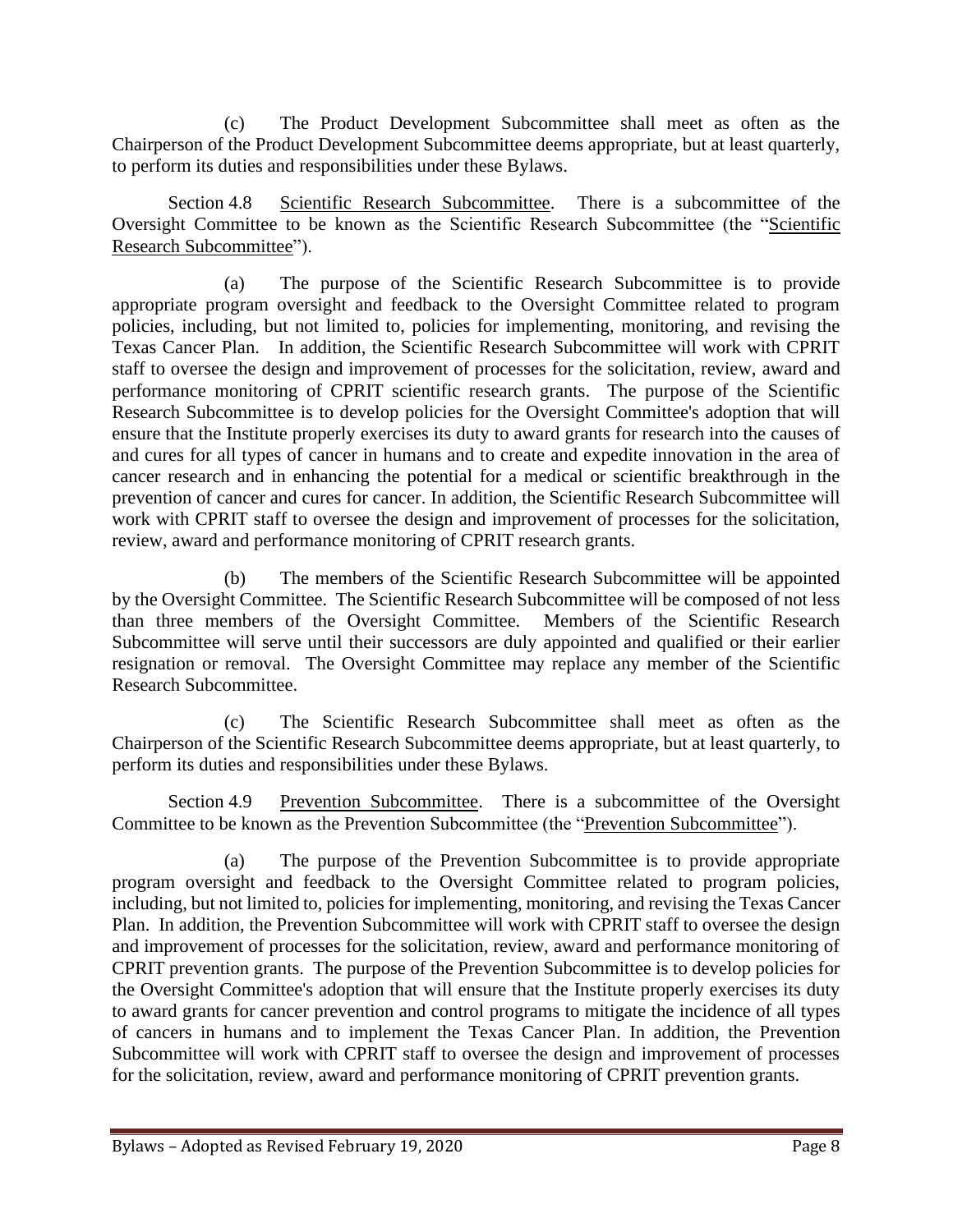(c) The Product Development Subcommittee shall meet as often as the Chairperson of the Product Development Subcommittee deems appropriate, but at least quarterly, to perform its duties and responsibilities under these Bylaws.

Section 4.8 Scientific Research Subcommittee. There is a subcommittee of the Oversight Committee to be known as the Scientific Research Subcommittee (the "Scientific Research Subcommittee").

(a) The purpose of the Scientific Research Subcommittee is to provide appropriate program oversight and feedback to the Oversight Committee related to program policies, including, but not limited to, policies for implementing, monitoring, and revising the Texas Cancer Plan. In addition, the Scientific Research Subcommittee will work with CPRIT staff to oversee the design and improvement of processes for the solicitation, review, award and performance monitoring of CPRIT scientific research grants. The purpose of the Scientific Research Subcommittee is to develop policies for the Oversight Committee's adoption that will ensure that the Institute properly exercises its duty to award grants for research into the causes of and cures for all types of cancer in humans and to create and expedite innovation in the area of cancer research and in enhancing the potential for a medical or scientific breakthrough in the prevention of cancer and cures for cancer. In addition, the Scientific Research Subcommittee will work with CPRIT staff to oversee the design and improvement of processes for the solicitation, review, award and performance monitoring of CPRIT research grants.

(b) The members of the Scientific Research Subcommittee will be appointed by the Oversight Committee. The Scientific Research Subcommittee will be composed of not less than three members of the Oversight Committee. Members of the Scientific Research Subcommittee will serve until their successors are duly appointed and qualified or their earlier resignation or removal. The Oversight Committee may replace any member of the Scientific Research Subcommittee.

(c) The Scientific Research Subcommittee shall meet as often as the Chairperson of the Scientific Research Subcommittee deems appropriate, but at least quarterly, to perform its duties and responsibilities under these Bylaws.

Section 4.9 Prevention Subcommittee. There is a subcommittee of the Oversight Committee to be known as the Prevention Subcommittee (the "Prevention Subcommittee").

(a) The purpose of the Prevention Subcommittee is to provide appropriate program oversight and feedback to the Oversight Committee related to program policies, including, but not limited to, policies for implementing, monitoring, and revising the Texas Cancer Plan. In addition, the Prevention Subcommittee will work with CPRIT staff to oversee the design and improvement of processes for the solicitation, review, award and performance monitoring of CPRIT prevention grants. The purpose of the Prevention Subcommittee is to develop policies for the Oversight Committee's adoption that will ensure that the Institute properly exercises its duty to award grants for cancer prevention and control programs to mitigate the incidence of all types of cancers in humans and to implement the Texas Cancer Plan. In addition, the Prevention Subcommittee will work with CPRIT staff to oversee the design and improvement of processes for the solicitation, review, award and performance monitoring of CPRIT prevention grants.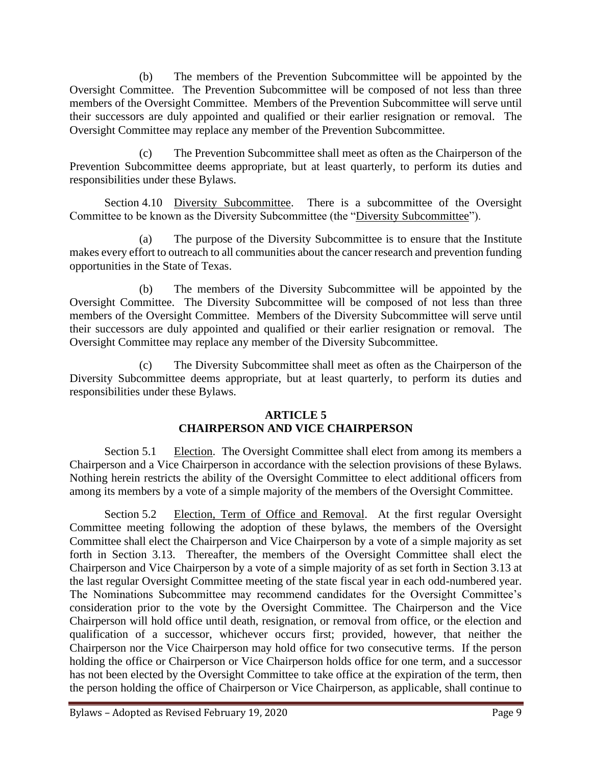(b) The members of the Prevention Subcommittee will be appointed by the Oversight Committee. The Prevention Subcommittee will be composed of not less than three members of the Oversight Committee. Members of the Prevention Subcommittee will serve until their successors are duly appointed and qualified or their earlier resignation or removal. The Oversight Committee may replace any member of the Prevention Subcommittee.

(c) The Prevention Subcommittee shall meet as often as the Chairperson of the Prevention Subcommittee deems appropriate, but at least quarterly, to perform its duties and responsibilities under these Bylaws.

Section 4.10 Diversity Subcommittee. There is a subcommittee of the Oversight Committee to be known as the Diversity Subcommittee (the "Diversity Subcommittee").

(a) The purpose of the Diversity Subcommittee is to ensure that the Institute makes every effort to outreach to all communities about the cancer research and prevention funding opportunities in the State of Texas.

(b) The members of the Diversity Subcommittee will be appointed by the Oversight Committee. The Diversity Subcommittee will be composed of not less than three members of the Oversight Committee. Members of the Diversity Subcommittee will serve until their successors are duly appointed and qualified or their earlier resignation or removal. The Oversight Committee may replace any member of the Diversity Subcommittee.

(c) The Diversity Subcommittee shall meet as often as the Chairperson of the Diversity Subcommittee deems appropriate, but at least quarterly, to perform its duties and responsibilities under these Bylaws.

## ARTICLE 5
## CHAIRPERSON AND VICE CHAIRPERSON

Section 5.1 Election. The Oversight Committee shall elect from among its members a Chairperson and a Vice Chairperson in accordance with the selection provisions of these Bylaws. Nothing herein restricts the ability of the Oversight Committee to elect additional officers from among its members by a vote of a simple majority of the members of the Oversight Committee.

Section 5.2 Election, Term of Office and Removal. At the first regular Oversight Committee meeting following the adoption of these bylaws, the members of the Oversight Committee shall elect the Chairperson and Vice Chairperson by a vote of a simple majority as set forth in Section 3.13. Thereafter, the members of the Oversight Committee shall elect the Chairperson and Vice Chairperson by a vote of a simple majority of as set forth in Section 3.13 at the last regular Oversight Committee meeting of the state fiscal year in each odd-numbered year. The Nominations Subcommittee may recommend candidates for the Oversight Committee's consideration prior to the vote by the Oversight Committee. The Chairperson and the Vice Chairperson will hold office until death, resignation, or removal from office, or the election and qualification of a successor, whichever occurs first; provided, however, that neither the Chairperson nor the Vice Chairperson may hold office for two consecutive terms. If the person holding the office or Chairperson or Vice Chairperson holds office for one term, and a successor has not been elected by the Oversight Committee to take office at the expiration of the term, then the person holding the office of Chairperson or Vice Chairperson, as applicable, shall continue to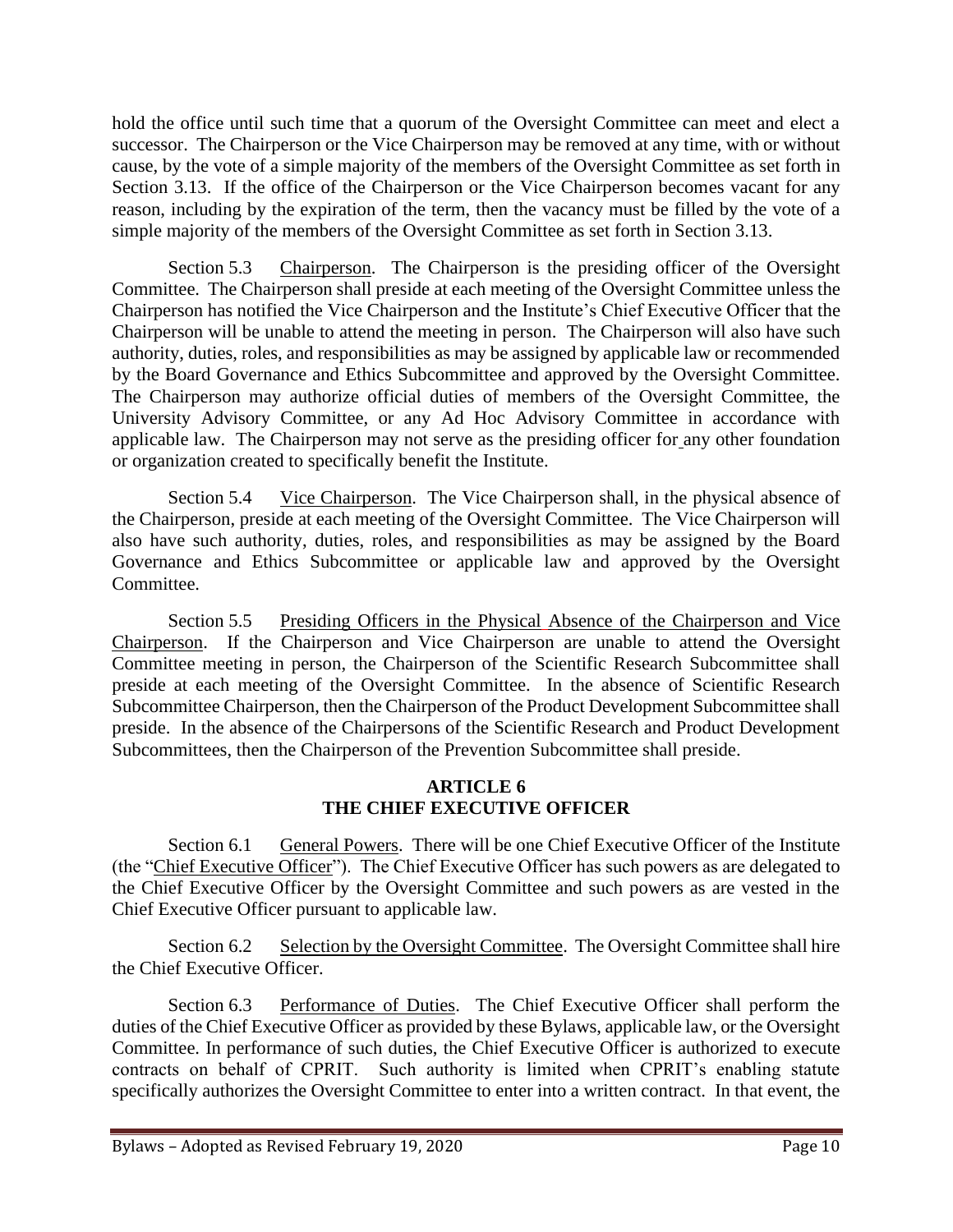hold the office until such time that a quorum of the Oversight Committee can meet and elect a successor. The Chairperson or the Vice Chairperson may be removed at any time, with or without cause, by the vote of a simple majority of the members of the Oversight Committee as set forth in Section 3.13. If the office of the Chairperson or the Vice Chairperson becomes vacant for any reason, including by the expiration of the term, then the vacancy must be filled by the vote of a simple majority of the members of the Oversight Committee as set forth in Section 3.13.

Section 5.3 Chairperson. The Chairperson is the presiding officer of the Oversight Committee. The Chairperson shall preside at each meeting of the Oversight Committee unless the Chairperson has notified the Vice Chairperson and the Institute's Chief Executive Officer that the Chairperson will be unable to attend the meeting in person. The Chairperson will also have such authority, duties, roles, and responsibilities as may be assigned by applicable law or recommended by the Board Governance and Ethics Subcommittee and approved by the Oversight Committee. The Chairperson may authorize official duties of members of the Oversight Committee, the University Advisory Committee, or any Ad Hoc Advisory Committee in accordance with applicable law. The Chairperson may not serve as the presiding officer for any other foundation or organization created to specifically benefit the Institute.

Section 5.4 Vice Chairperson. The Vice Chairperson shall, in the physical absence of the Chairperson, preside at each meeting of the Oversight Committee. The Vice Chairperson will also have such authority, duties, roles, and responsibilities as may be assigned by the Board Governance and Ethics Subcommittee or applicable law and approved by the Oversight Committee.

Section 5.5 Presiding Officers in the Physical Absence of the Chairperson and Vice Chairperson. If the Chairperson and Vice Chairperson are unable to attend the Oversight Committee meeting in person, the Chairperson of the Scientific Research Subcommittee shall preside at each meeting of the Oversight Committee. In the absence of Scientific Research Subcommittee Chairperson, then the Chairperson of the Product Development Subcommittee shall preside. In the absence of the Chairpersons of the Scientific Research and Product Development Subcommittees, then the Chairperson of the Prevention Subcommittee shall preside.

## ARTICLE 6
## THE CHIEF EXECUTIVE OFFICER

Section 6.1 General Powers. There will be one Chief Executive Officer of the Institute (the "Chief Executive Officer"). The Chief Executive Officer has such powers as are delegated to the Chief Executive Officer by the Oversight Committee and such powers as are vested in the Chief Executive Officer pursuant to applicable law.

Section 6.2 Selection by the Oversight Committee. The Oversight Committee shall hire the Chief Executive Officer.

Section 6.3 Performance of Duties. The Chief Executive Officer shall perform the duties of the Chief Executive Officer as provided by these Bylaws, applicable law, or the Oversight Committee. In performance of such duties, the Chief Executive Officer is authorized to execute contracts on behalf of CPRIT. Such authority is limited when CPRIT's enabling statute specifically authorizes the Oversight Committee to enter into a written contract. In that event, the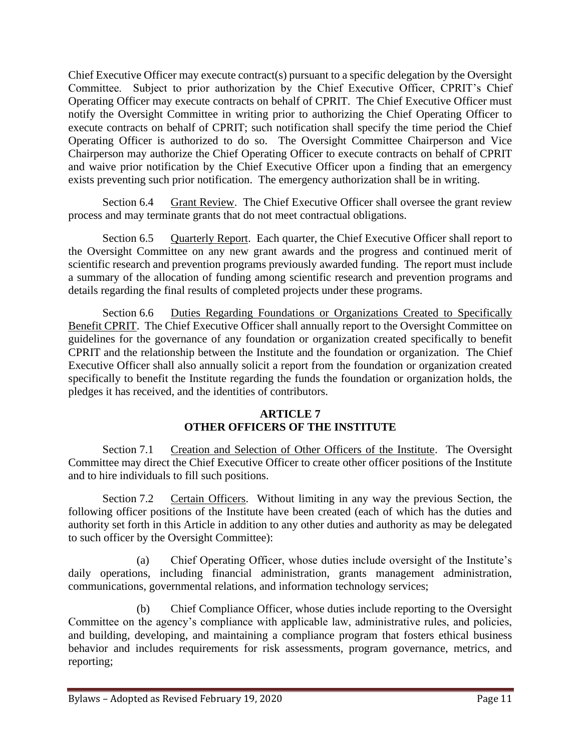Chief Executive Officer may execute contract(s) pursuant to a specific delegation by the Oversight Committee. Subject to prior authorization by the Chief Executive Officer, CPRIT's Chief Operating Officer may execute contracts on behalf of CPRIT. The Chief Executive Officer must notify the Oversight Committee in writing prior to authorizing the Chief Operating Officer to execute contracts on behalf of CPRIT; such notification shall specify the time period the Chief Operating Officer is authorized to do so. The Oversight Committee Chairperson and Vice Chairperson may authorize the Chief Operating Officer to execute contracts on behalf of CPRIT and waive prior notification by the Chief Executive Officer upon a finding that an emergency exists preventing such prior notification. The emergency authorization shall be in writing.

Section 6.4 Grant Review. The Chief Executive Officer shall oversee the grant review process and may terminate grants that do not meet contractual obligations.

Section 6.5 Quarterly Report. Each quarter, the Chief Executive Officer shall report to the Oversight Committee on any new grant awards and the progress and continued merit of scientific research and prevention programs previously awarded funding. The report must include a summary of the allocation of funding among scientific research and prevention programs and details regarding the final results of completed projects under these programs.

Section 6.6 Duties Regarding Foundations or Organizations Created to Specifically Benefit CPRIT. The Chief Executive Officer shall annually report to the Oversight Committee on guidelines for the governance of any foundation or organization created specifically to benefit CPRIT and the relationship between the Institute and the foundation or organization. The Chief Executive Officer shall also annually solicit a report from the foundation or organization created specifically to benefit the Institute regarding the funds the foundation or organization holds, the pledges it has received, and the identities of contributors.

## ARTICLE 7
## OTHER OFFICERS OF THE INSTITUTE

Section 7.1 Creation and Selection of Other Officers of the Institute. The Oversight Committee may direct the Chief Executive Officer to create other officer positions of the Institute and to hire individuals to fill such positions.

Section 7.2 Certain Officers. Without limiting in any way the previous Section, the following officer positions of the Institute have been created (each of which has the duties and authority set forth in this Article in addition to any other duties and authority as may be delegated to such officer by the Oversight Committee):

(a) Chief Operating Officer, whose duties include oversight of the Institute's daily operations, including financial administration, grants management administration, communications, governmental relations, and information technology services;

(b) Chief Compliance Officer, whose duties include reporting to the Oversight Committee on the agency's compliance with applicable law, administrative rules, and policies, and building, developing, and maintaining a compliance program that fosters ethical business behavior and includes requirements for risk assessments, program governance, metrics, and reporting;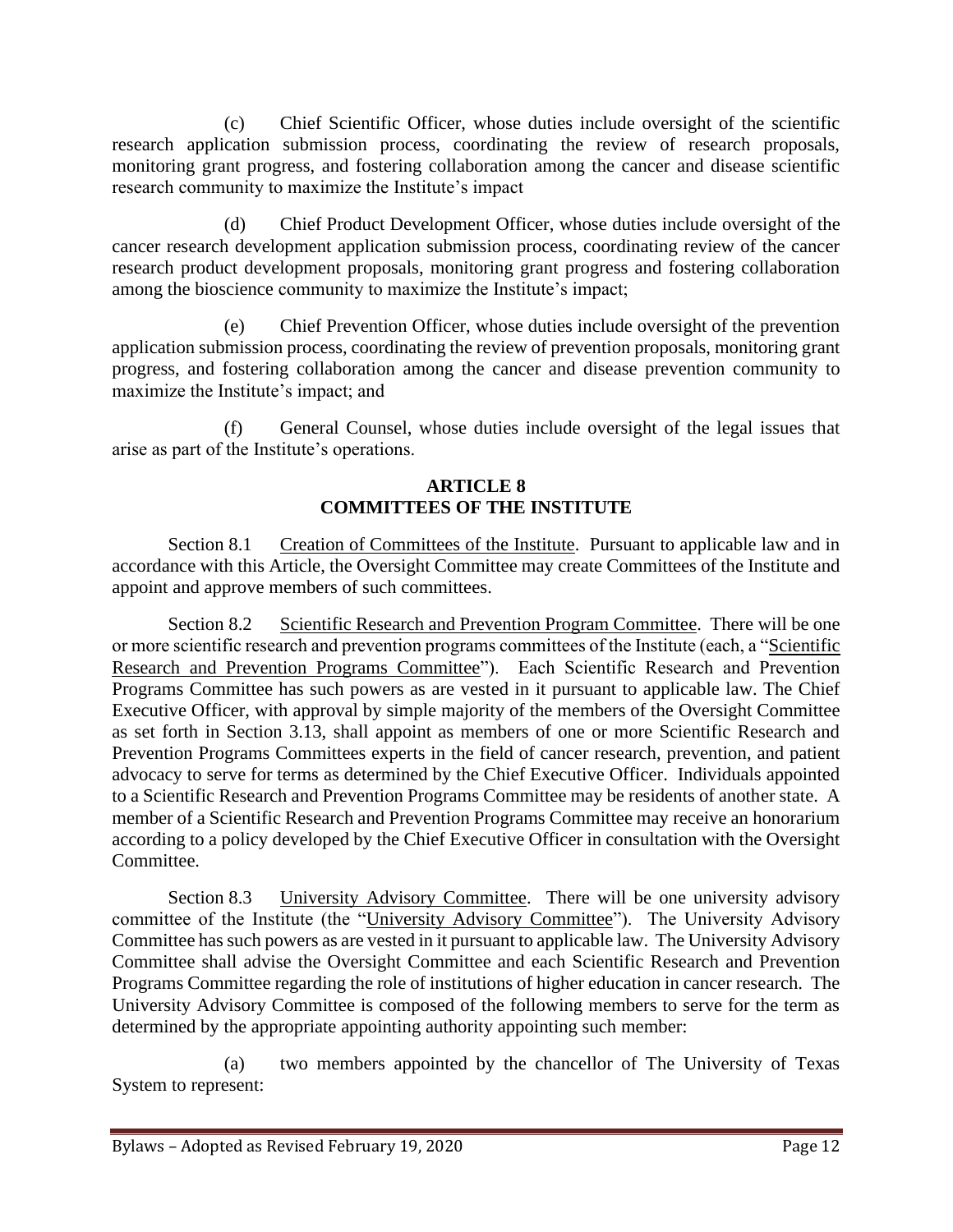(c) Chief Scientific Officer, whose duties include oversight of the scientific research application submission process, coordinating the review of research proposals, monitoring grant progress, and fostering collaboration among the cancer and disease scientific research community to maximize the Institute's impact

(d) Chief Product Development Officer, whose duties include oversight of the cancer research development application submission process, coordinating review of the cancer research product development proposals, monitoring grant progress and fostering collaboration among the bioscience community to maximize the Institute's impact;

(e) Chief Prevention Officer, whose duties include oversight of the prevention application submission process, coordinating the review of prevention proposals, monitoring grant progress, and fostering collaboration among the cancer and disease prevention community to maximize the Institute's impact; and

(f) General Counsel, whose duties include oversight of the legal issues that arise as part of the Institute's operations.

## ARTICLE 8
## COMMITTEES OF THE INSTITUTE

Section 8.1 Creation of Committees of the Institute. Pursuant to applicable law and in accordance with this Article, the Oversight Committee may create Committees of the Institute and appoint and approve members of such committees.

Section 8.2 Scientific Research and Prevention Program Committee. There will be one or more scientific research and prevention programs committees of the Institute (each, a "Scientific Research and Prevention Programs Committee"). Each Scientific Research and Prevention Programs Committee has such powers as are vested in it pursuant to applicable law. The Chief Executive Officer, with approval by simple majority of the members of the Oversight Committee as set forth in Section 3.13, shall appoint as members of one or more Scientific Research and Prevention Programs Committees experts in the field of cancer research, prevention, and patient advocacy to serve for terms as determined by the Chief Executive Officer. Individuals appointed to a Scientific Research and Prevention Programs Committee may be residents of another state. A member of a Scientific Research and Prevention Programs Committee may receive an honorarium according to a policy developed by the Chief Executive Officer in consultation with the Oversight Committee.

Section 8.3 University Advisory Committee. There will be one university advisory committee of the Institute (the "University Advisory Committee"). The University Advisory Committee has such powers as are vested in it pursuant to applicable law. The University Advisory Committee shall advise the Oversight Committee and each Scientific Research and Prevention Programs Committee regarding the role of institutions of higher education in cancer research. The University Advisory Committee is composed of the following members to serve for the term as determined by the appropriate appointing authority appointing such member:

(a) two members appointed by the chancellor of The University of Texas System to represent: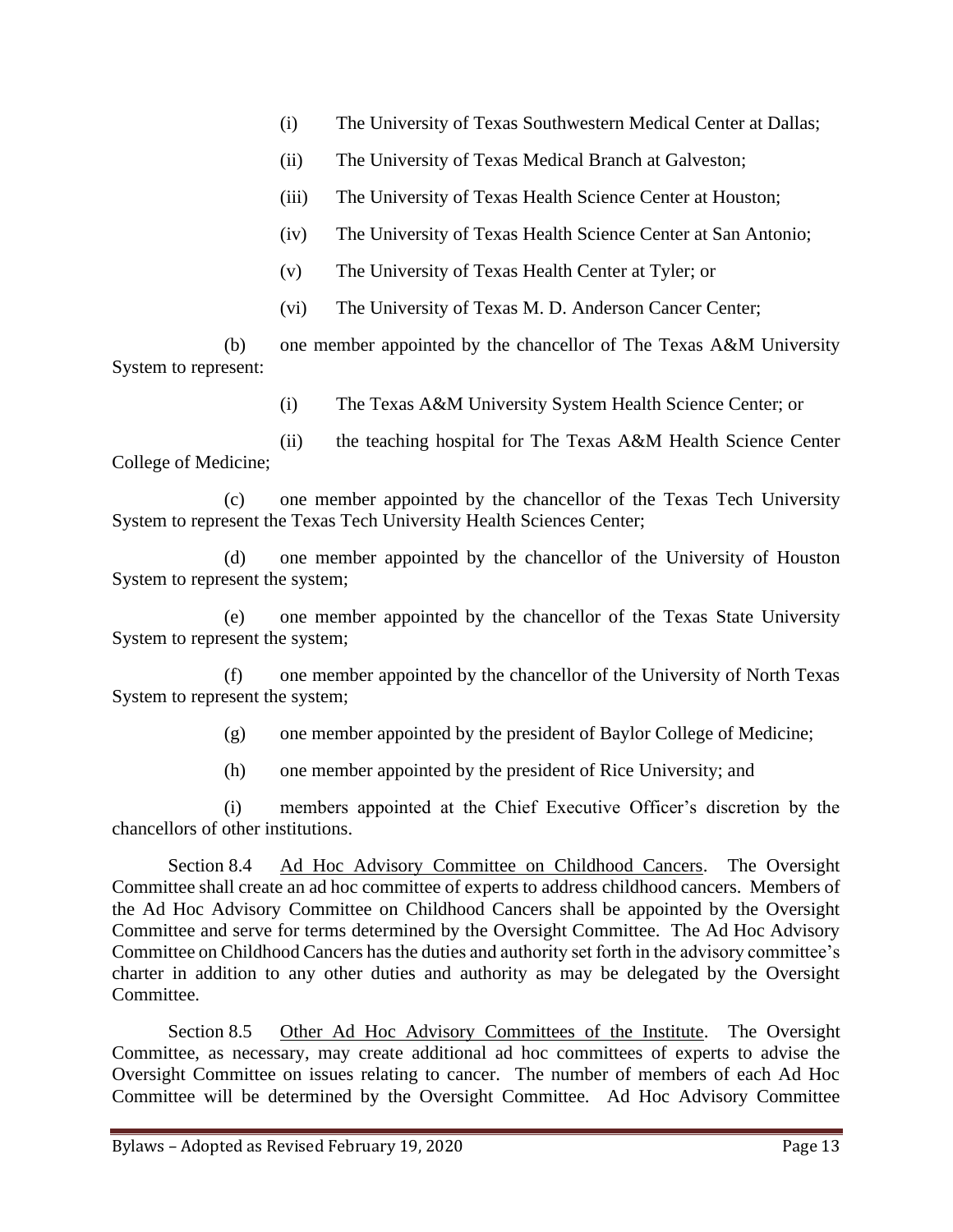(i) The University of Texas Southwestern Medical Center at Dallas;

(ii) The University of Texas Medical Branch at Galveston;

(iii) The University of Texas Health Science Center at Houston;

(iv) The University of Texas Health Science Center at San Antonio;

(v) The University of Texas Health Center at Tyler; or

(vi) The University of Texas M. D. Anderson Cancer Center;

(b) one member appointed by the chancellor of The Texas A&M University System to represent:

(i) The Texas A&M University System Health Science Center; or

(ii) the teaching hospital for The Texas A&M Health Science Center College of Medicine;

(c) one member appointed by the chancellor of the Texas Tech University System to represent the Texas Tech University Health Sciences Center;

(d) one member appointed by the chancellor of the University of Houston System to represent the system;

(e) one member appointed by the chancellor of the Texas State University System to represent the system;

(f) one member appointed by the chancellor of the University of North Texas System to represent the system;

(g) one member appointed by the president of Baylor College of Medicine;

(h) one member appointed by the president of Rice University; and

(i) members appointed at the Chief Executive Officer's discretion by the chancellors of other institutions.

Section 8.4 Ad Hoc Advisory Committee on Childhood Cancers. The Oversight Committee shall create an ad hoc committee of experts to address childhood cancers. Members of the Ad Hoc Advisory Committee on Childhood Cancers shall be appointed by the Oversight Committee and serve for terms determined by the Oversight Committee. The Ad Hoc Advisory Committee on Childhood Cancers has the duties and authority set forth in the advisory committee's charter in addition to any other duties and authority as may be delegated by the Oversight Committee.

Section 8.5 Other Ad Hoc Advisory Committees of the Institute. The Oversight Committee, as necessary, may create additional ad hoc committees of experts to advise the Oversight Committee on issues relating to cancer. The number of members of each Ad Hoc Committee will be determined by the Oversight Committee. Ad Hoc Advisory Committee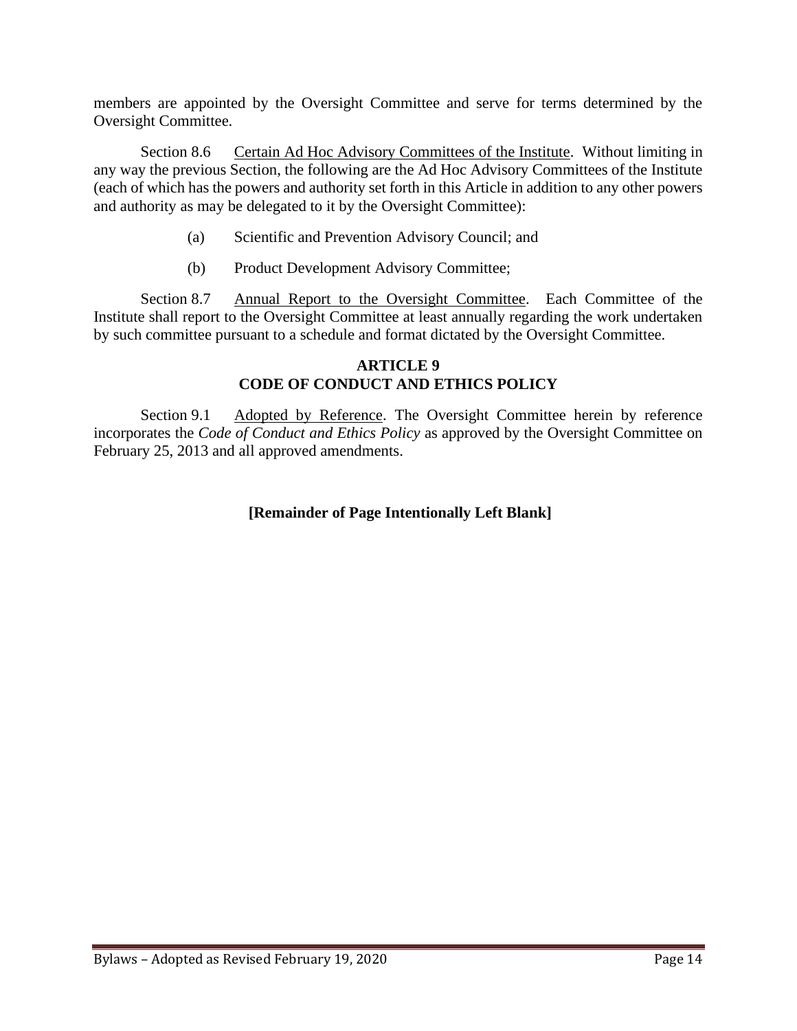members are appointed by the Oversight Committee and serve for terms determined by the Oversight Committee.

Section 8.6 Certain Ad Hoc Advisory Committees of the Institute. Without limiting in any way the previous Section, the following are the Ad Hoc Advisory Committees of the Institute (each of which has the powers and authority set forth in this Article in addition to any other powers and authority as may be delegated to it by the Oversight Committee):

(a) Scientific and Prevention Advisory Council; and

(b) Product Development Advisory Committee;

Section 8.7 Annual Report to the Oversight Committee. Each Committee of the Institute shall report to the Oversight Committee at least annually regarding the work undertaken by such committee pursuant to a schedule and format dictated by the Oversight Committee.

## ARTICLE 9
## CODE OF CONDUCT AND ETHICS POLICY

Section 9.1 Adopted by Reference. The Oversight Committee herein by reference incorporates the *Code of Conduct and Ethics Policy* as approved by the Oversight Committee on February 25, 2013 and all approved amendments.

**[Remainder of Page Intentionally Left Blank]**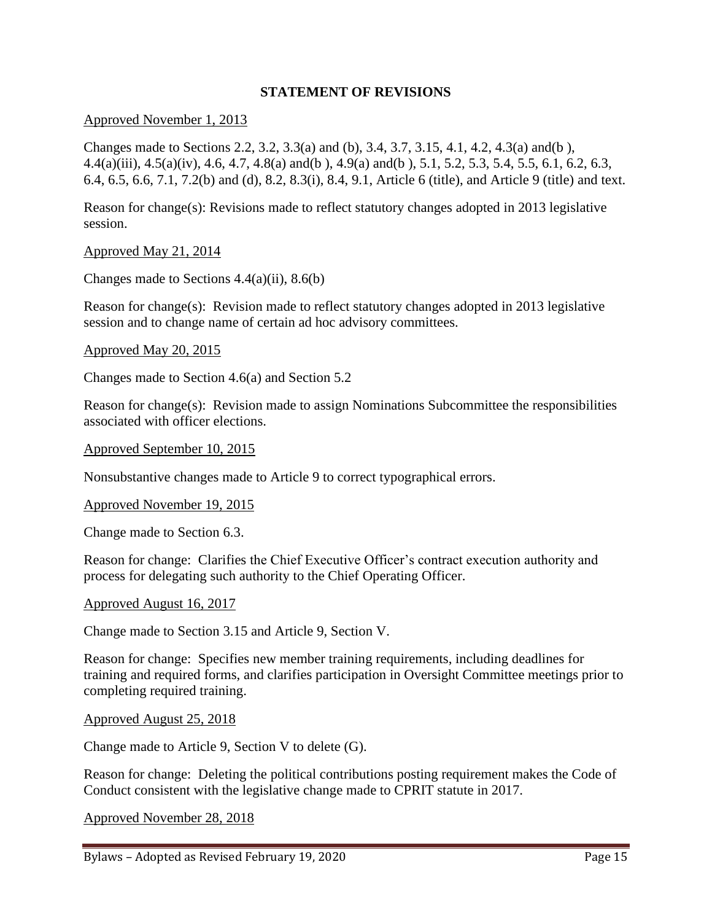## STATEMENT OF REVISIONS

Approved November 1, 2013

Changes made to Sections 2.2, 3.2, 3.3(a) and (b), 3.4, 3.7, 3.15, 4.1, 4.2, 4.3(a) and(b ), 4.4(a)(iii), 4.5(a)(iv), 4.6, 4.7, 4.8(a) and(b ), 4.9(a) and(b ), 5.1, 5.2, 5.3, 5.4, 5.5, 6.1, 6.2, 6.3, 6.4, 6.5, 6.6, 7.1, 7.2(b) and (d), 8.2, 8.3(i), 8.4, 9.1, Article 6 (title), and Article 9 (title) and text.

Reason for change(s): Revisions made to reflect statutory changes adopted in 2013 legislative session.

Approved May 21, 2014

Changes made to Sections 4.4(a)(ii), 8.6(b)

Reason for change(s): Revision made to reflect statutory changes adopted in 2013 legislative session and to change name of certain ad hoc advisory committees.

Approved May 20, 2015

Changes made to Section 4.6(a) and Section 5.2

Reason for change(s): Revision made to assign Nominations Subcommittee the responsibilities associated with officer elections.

Approved September 10, 2015

Nonsubstantive changes made to Article 9 to correct typographical errors.

Approved November 19, 2015

Change made to Section 6.3.

Reason for change: Clarifies the Chief Executive Officer's contract execution authority and process for delegating such authority to the Chief Operating Officer.

Approved August 16, 2017

Change made to Section 3.15 and Article 9, Section V.

Reason for change: Specifies new member training requirements, including deadlines for training and required forms, and clarifies participation in Oversight Committee meetings prior to completing required training.

Approved August 25, 2018

Change made to Article 9, Section V to delete (G).

Reason for change: Deleting the political contributions posting requirement makes the Code of Conduct consistent with the legislative change made to CPRIT statute in 2017.

Approved November 28, 2018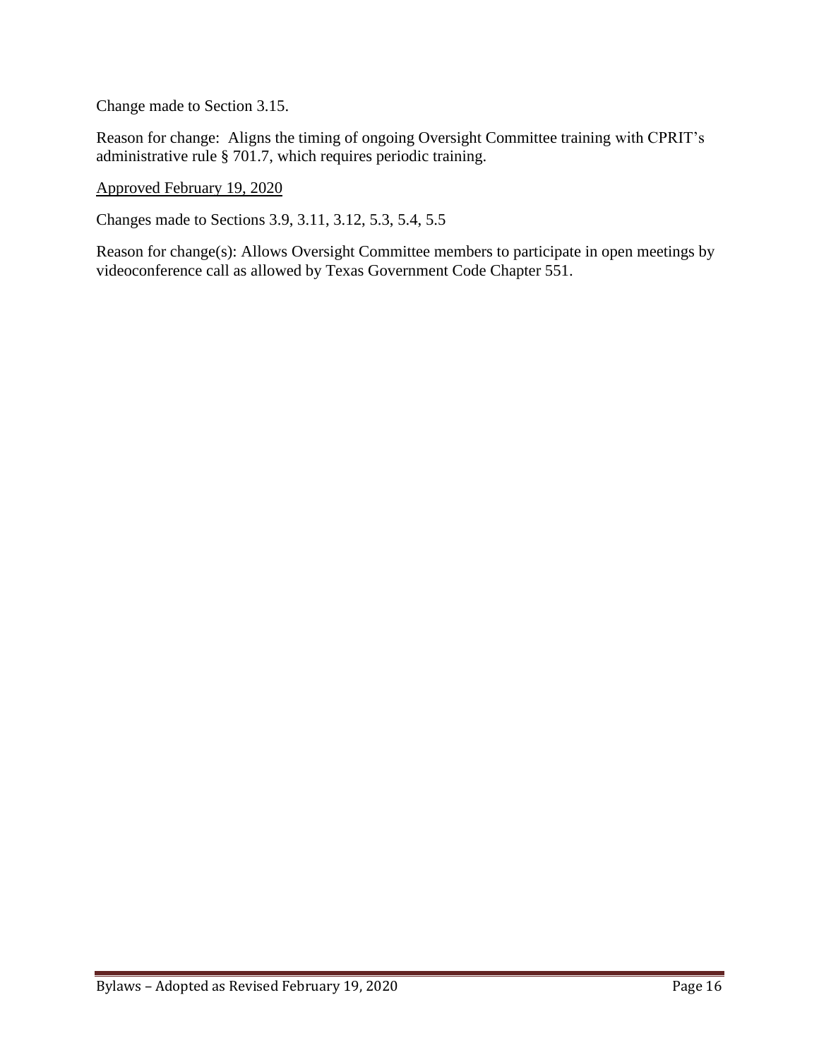Change made to Section 3.15.

Reason for change: Aligns the timing of ongoing Oversight Committee training with CPRIT's administrative rule § 701.7, which requires periodic training.

<u>Approved February 19, 2020</u>

Changes made to Sections 3.9, 3.11, 3.12, 5.3, 5.4, 5.5

Reason for change(s): Allows Oversight Committee members to participate in open meetings by videoconference call as allowed by Texas Government Code Chapter 551.